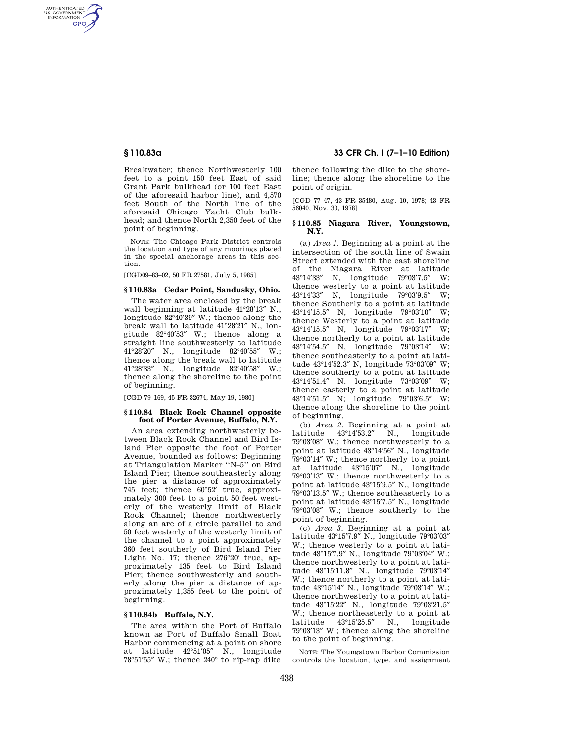Breakwater; thence Northwesterly 100 feet to a point 150 feet East of said Grant Park bulkhead (or 100 feet East of the aforesaid harbor line), and 4,570 feet South of the North line of the aforesaid Chicago Yacht Club bulkhead; and thence North 2,350 feet of the point of beginning.

NOTE: The Chicago Park District controls the location and type of any moorings placed in the special anchorage areas in this section.

[CGD09–83–02, 50 FR 27581, July 5, 1985]

### § 110.83a Cedar Point, Sandusky, Ohio.

The water area enclosed by the break wall beginning at latitude 41°28′13″ N., longitude 82°40′39″ W.; thence along the break wall to latitude 41°28′21″ N., longitude 82°40′53″ W.; thence along a straight line southwesterly to latitude 41°28′20″ N., longitude 82°40′55″ W.; thence along the break wall to latitude 41°28′33″ N., longitude 82°40′58″ W.; thence along the shoreline to the point of beginning.

[CGD 79–169, 45 FR 32674, May 19, 1980]

### § 110.84 Black Rock Channel opposite foot of Porter Avenue, Buffalo, N.Y.

An area extending northwesterly between Black Rock Channel and Bird Island Pier opposite the foot of Porter Avenue, bounded as follows: Beginning at Triangulation Marker ''N–5'' on Bird Island Pier; thence southeasterly along the pier a distance of approximately 745 feet; thence 60°52′ true, approximately 300 feet to a point 50 feet westerly of the westerly limit of Black Rock Channel; thence northwesterly along an arc of a circle parallel to and 50 feet westerly of the westerly limit of the channel to a point approximately 360 feet southerly of Bird Island Pier Light No. 17; thence 276°20′ true, approximately 135 feet to Bird Island Pier; thence southwesterly and southerly along the pier a distance of approximately 1,355 feet to the point of beginning.

### § 110.84b Buffalo, N.Y.

The area within the Port of Buffalo known as Port of Buffalo Small Boat Harbor commencing at a point on shore at latitude 42°51′05″ N., longitude 78°51′55″ W.; thence 240° to rip-rap dike thence following the dike to the shoreline; thence along the shoreline to the point of origin.

[CGD 77–47, 43 FR 35480, Aug. 10, 1978; 43 FR 56040, Nov. 30, 1978]

### § 110.85 Niagara River, Youngstown, N.Y.

(a) *Area 1.* Beginning at a point at the intersection of the south line of Swain Street extended with the east shoreline of the Niagara River at latitude 43°14′33″ N, longitude 79°03′7.5″ W; thence westerly to a point at latitude 43°14′33″ N, longitude 79°03′9.5″ W; thence Southerly to a point at latitude 43°14′15.5″ N, longitude 79°03′10″ W; thence Westerly to a point at latitude 43°14′15.5″ N, longitude 79°03′17″ W; thence northerly to a point at latitude 43°14′54.5″ N, longitude 79°03′14″ W; thence southeasterly to a point at latitude 43°14′52.3″ N, longitude 73°03′09″ W; thence southerly to a point at latitude 43°14′51.4″ N. longitude 73°03′09″ W; thence easterly to a point at latitude 43°14′51.5″ N; longitude 79°03′6.5″ W; thence along the shoreline to the point of beginning.

(b) *Area 2.* Beginning at a point at latitude 43°14′53.2″ N., longitude 79°03′08″ W.; thence northwesterly to a point at latitude 43°14′56″ N., longitude 79°03′14″ W.; thence northerly to a point at latitude 43°15′07″ N., longitude 79°03′13″ W.; thence northwesterly to a point at latitude 43°15′9.5″ N., longitude 79°03′13.5″ W.; thence southeasterly to a point at latitude 43°15′7.5″ N., longitude 79°03′08″ W.; thence southerly to the point of beginning.

(c) *Area 3.* Beginning at a point at latitude 43°15′7.9″ N., longitude 79°03′03″ W.; thence westerly to a point at latitude 43°15′7.9″ N., longitude 79°03′04″ W.; thence northwesterly to a point at latitude 43°15′11.8″ N., longitude 79°03′14″ W.; thence northerly to a point at latitude 43°15′14″ N., longitude 79°03′14″ W.; thence northwesterly to a point at latitude 43°15′22″ N., longitude 79°03′21.5″ W.; thence northeasterly to a point at latitude 43°15′25.5″ N., longitude 79°03′13″ W.; thence along the shoreline to the point of beginning.

NOTE: The Youngstown Harbor Commission controls the location, type, and assignment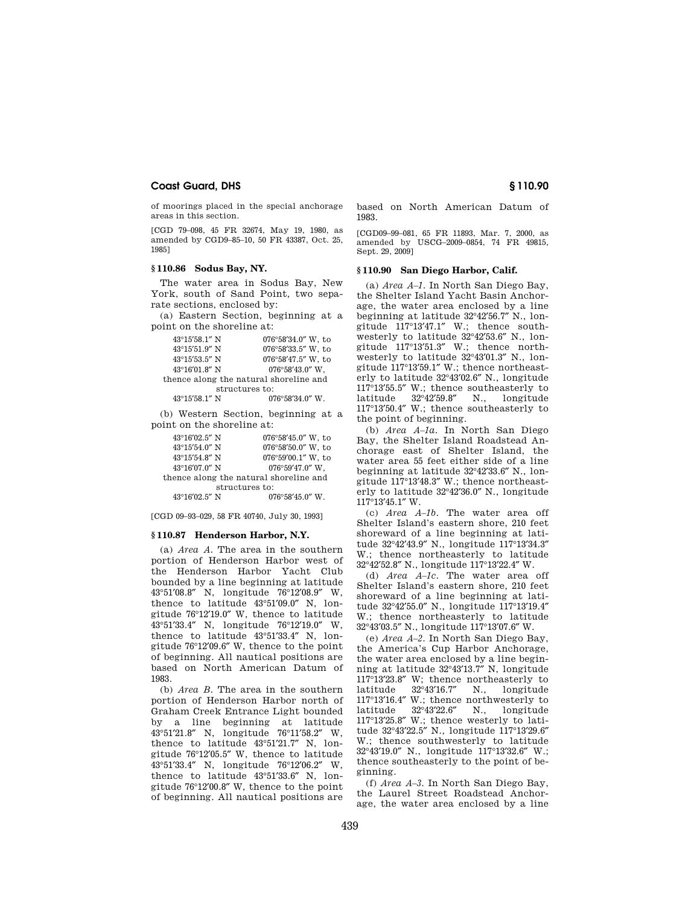of moorings placed in the special anchorage areas in this section.

[CGD 79–098, 45 FR 32674, May 19, 1980, as amended by CGD9–85–10, 50 FR 43387, Oct. 25, 1985]

### § 110.86 Sodus Bay, NY.

The water area in Sodus Bay, New York, south of Sand Point, two separate sections, enclosed by:

(a) Eastern Section, beginning at a point on the shoreline at:

| | |
|---|---|
| 43°15′58.1″ N | 076°58′34.0″ W, to |
| 43°15′51.9″ N | 076°58′33.5″ W, to |
| 43°15′53.5″ N | 076°58′47.5″ W, to |
| 43°16′01.8″ N | 076°58′43.0″ W, |

thence along the natural shoreline and structures to:

| | |
|---|---|
| 43°15′58.1″ N | 076°58′34.0″ W. |

(b) Western Section, beginning at a point on the shoreline at:

| | |
|---|---|
| 43°16′02.5″ N | 076°58′45.0″ W, to |
| 43°15′54.0″ N | 076°58′50.0″ W, to |
| 43°15′54.8″ N | 076°59′00.1″ W, to |
| 43°16′07.0″ N | 076°59′47.0″ W, |

thence along the natural shoreline and structures to:

| | |
|---|---|
| 43°16′02.5″ N | 076°58′45.0″ W. |

[CGD 09–93–029, 58 FR 40740, July 30, 1993]

### § 110.87 Henderson Harbor, N.Y.

(a) *Area A.* The area in the southern portion of Henderson Harbor west of the Henderson Harbor Yacht Club bounded by a line beginning at latitude 43°51′08.8″ N, longitude 76°12′08.9″ W, thence to latitude 43°51′09.0″ N, longitude 76°12′19.0″ W, thence to latitude 43°51′33.4″ N, longitude 76°12′19.0″ W, thence to latitude 43°51′33.4″ N, longitude 76°12′09.6″ W, thence to the point of beginning. All nautical positions are based on North American Datum of 1983.

(b) *Area B.* The area in the southern portion of Henderson Harbor north of Graham Creek Entrance Light bounded by a line beginning at latitude 43°51′21.8″ N, longitude 76°11′58.2″ W, thence to latitude 43°51′21.7″ N, longitude 76°12′05.5″ W, thence to latitude 43°51′33.4″ N, longitude 76°12′06.2″ W, thence to latitude 43°51′33.6″ N, longitude 76°12′00.8″ W, thence to the point of beginning. All nautical positions are based on North American Datum of 1983.

[CGD09–99–081, 65 FR 11893, Mar. 7, 2000, as amended by USCG–2009–0854, 74 FR 49815, Sept. 29, 2009]

### § 110.90 San Diego Harbor, Calif.

(a) *Area A–1.* In North San Diego Bay, the Shelter Island Yacht Basin Anchorage, the water area enclosed by a line beginning at latitude 32°42′56.7″ N., longitude 117°13′47.1″ W.; thence southwesterly to latitude 32°42′53.6″ N., longitude 117°13′51.3″ W.; thence northwesterly to latitude 32°43′01.3″ N., longitude 117°13′59.1″ W.; thence northeasterly to latitude 32°43′02.6″ N., longitude 117°13′55.5″ W.; thence southeasterly to latitude 32°42′59.8″ N., longitude 117°13′50.4″ W.; thence southeasterly to the point of beginning.

(b) *Area A–1a.* In North San Diego Bay, the Shelter Island Roadstead Anchorage east of Shelter Island, the water area 55 feet either side of a line beginning at latitude 32°42′33.6″ N., longitude 117°13′48.3″ W.; thence northeasterly to latitude 32°42′36.0″ N., longitude 117°13′45.1″ W.

(c) *Area A–1b.* The water area off Shelter Island's eastern shore, 210 feet shoreward of a line beginning at latitude 32°42′43.9″ N., longitude 117°13′34.3″ W.; thence northeasterly to latitude 32°42′52.8″ N., longitude 117°13′22.4″ W.

(d) *Area A–1c.* The water area off Shelter Island's eastern shore, 210 feet shoreward of a line beginning at latitude 32°42′55.0″ N., longitude 117°13′19.4″ W.; thence northeasterly to latitude 32°43′03.5″ N., longitude 117°13′07.6″ W.

(e) *Area A–2.* In North San Diego Bay, the America's Cup Harbor Anchorage, the water area enclosed by a line beginning at latitude 32°43′13.7″ N, longitude 117°13′23.8″ W; thence northeasterly to latitude 32°43′16.7″ N., longitude 117°13′16.4″ W.; thence northwesterly to latitude 32°43′22.6″ N., longitude 117°13′25.8″ W.; thence westerly to latitude 32°43′22.5″ N., longitude 117°13′29.6″ W.; thence southwesterly to latitude 32°43′19.0″ N., longitude 117°13′32.6″ W.; thence southeasterly to the point of beginning.

(f) *Area A–3.* In North San Diego Bay, the Laurel Street Roadstead Anchorage, the water area enclosed by a line